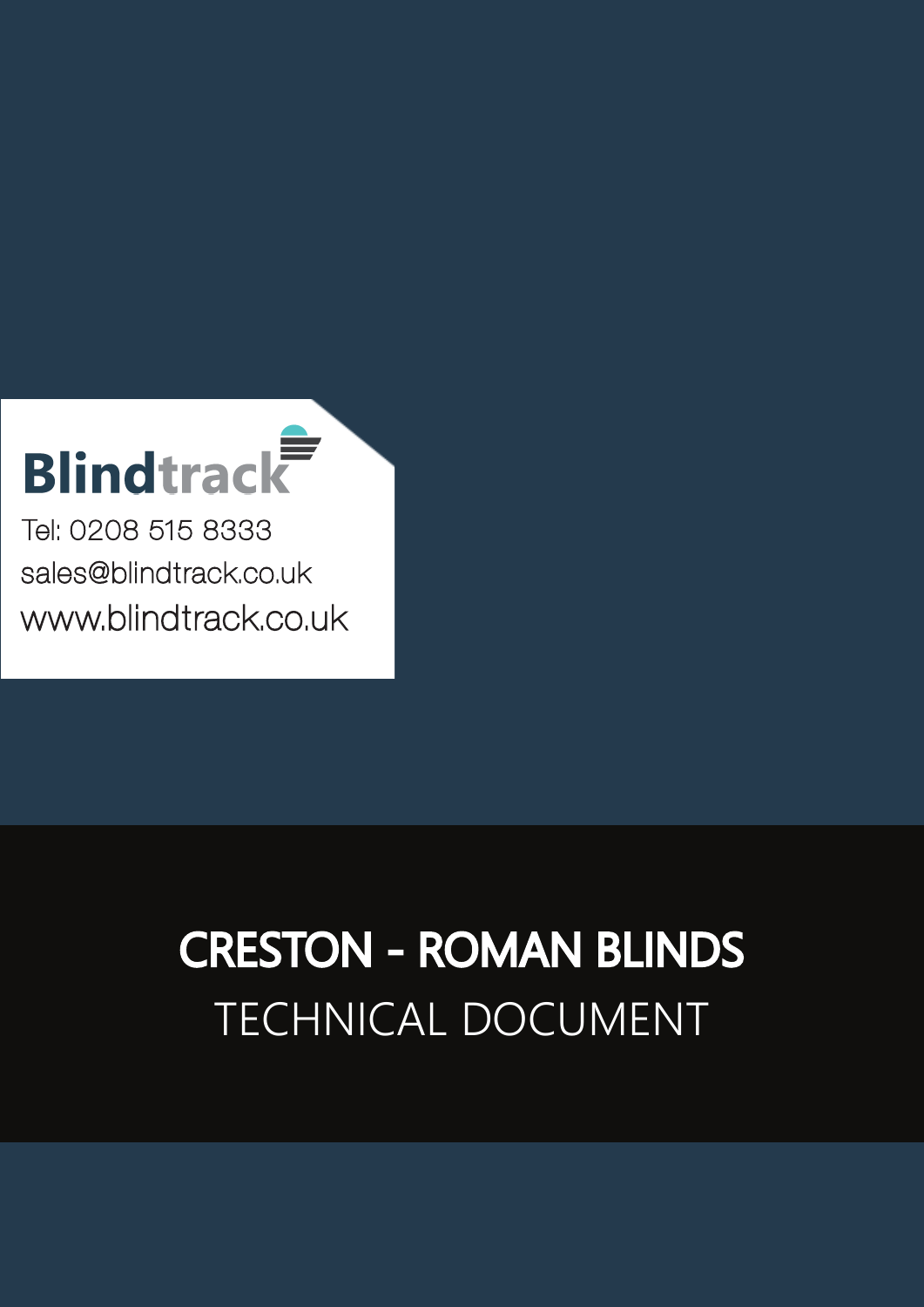Blindtrack

Tel: 0208 515 8333

sales@blindtrack.co.uk

www.blindtrack.co.uk

# CRESTON - ROMAN BLINDS

## TECHNICAL DOCUMENT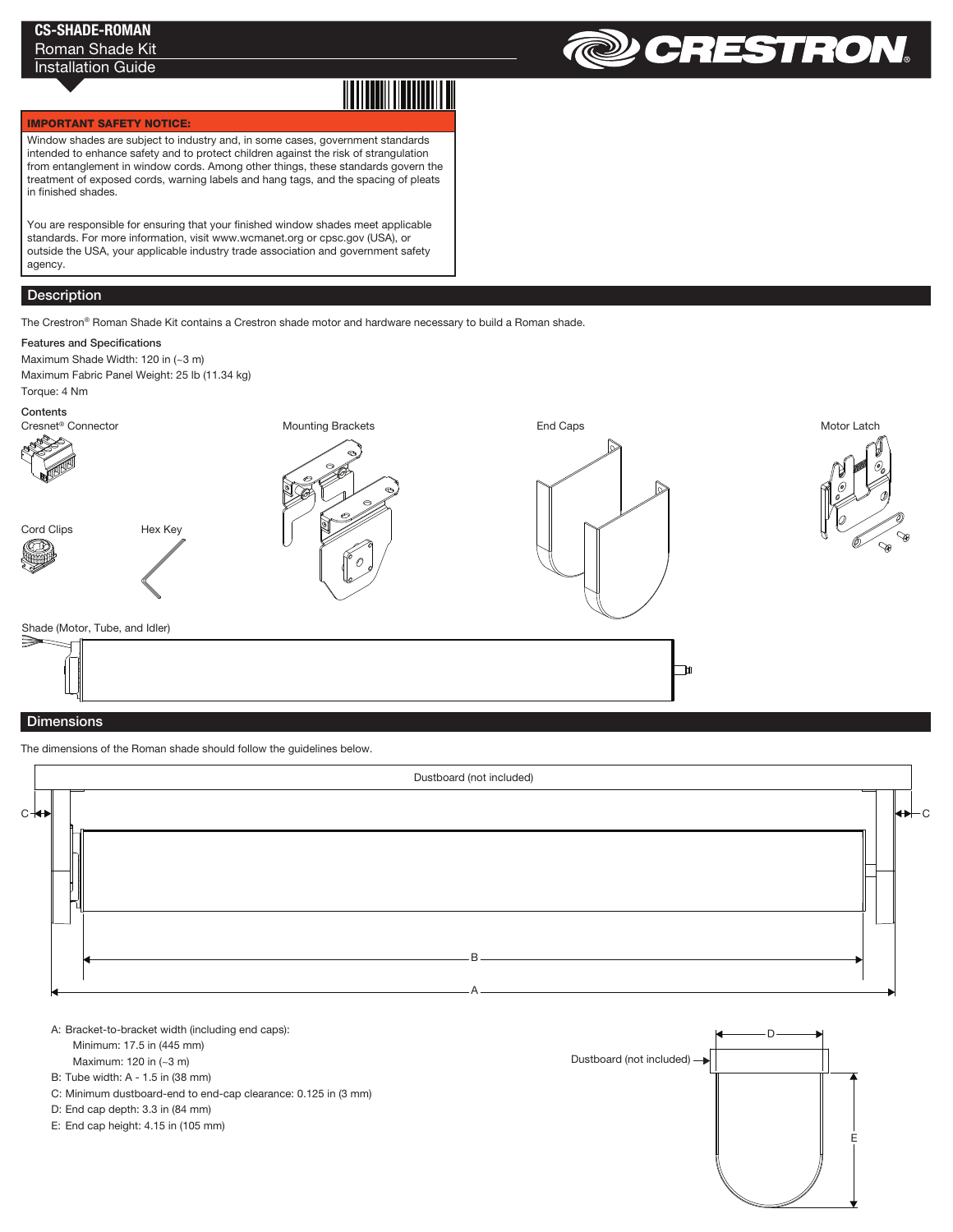CS-SHADE-ROMAN
Roman Shade Kit
Installation Guide

**IMPORTANT SAFETY NOTICE:**

Window shades are subject to industry and, in some cases, government standards intended to enhance safety and to protect children against the risk of strangulation from entanglement in window cords. Among other things, these standards govern the treatment of exposed cords, warning labels and hang tags, and the spacing of pleats in finished shades.

You are responsible for ensuring that your finished window shades meet applicable standards. For more information, visit www.wcmanet.org or cpsc.gov (USA), or outside the USA, your applicable industry trade association and government safety agency.

## Description

The Crestron® Roman Shade Kit contains a Crestron shade motor and hardware necessary to build a Roman shade.

### Features and Specifications

Maximum Shade Width: 120 in (~3 m)
Maximum Fabric Panel Weight: 25 lb (11.34 kg)
Torque: 4 Nm

### Contents

- Cresnet® Connector
- Mounting Brackets
- End Caps
- Motor Latch
- Cord Clips
- Hex Key
- Shade (Motor, Tube, and Idler)

## Dimensions

The dimensions of the Roman shade should follow the guidelines below.

Dustboard (not included)

- A: Bracket-to-bracket width (including end caps):
  - Minimum: 17.5 in (445 mm)
  - Maximum: 120 in (~3 m)
- B: Tube width: A - 1.5 in (38 mm)
- C: Minimum dustboard-end to end-cap clearance: 0.125 in (3 mm)
- D: End cap depth: 3.3 in (84 mm)
- E: End cap height: 4.15 in (105 mm)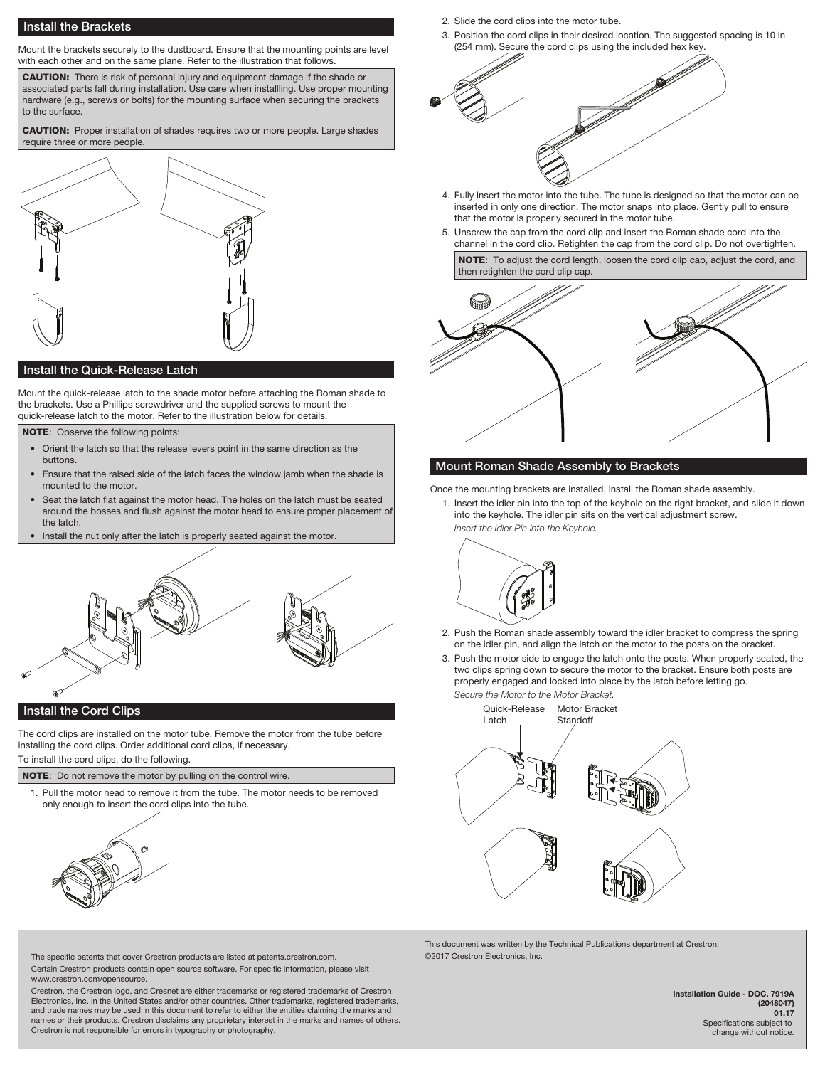## Install the Brackets

Mount the brackets securely to the dustboard. Ensure that the mounting points are level with each other and on the same plane. Refer to the illustration that follows.

**CAUTION:** There is risk of personal injury and equipment damage if the shade or associated parts fall during installation. Use care when installlling. Use proper mounting hardware (e.g., screws or bolts) for the mounting surface when securing the brackets to the surface.

**CAUTION:** Proper installation of shades requires two or more people. Large shades require three or more people.

## Install the Quick-Release Latch

Mount the quick-release latch to the shade motor before attaching the Roman shade to the brackets. Use a Phillips screwdriver and the supplied screws to mount the quick-release latch to the motor. Refer to the illustration below for details.

**NOTE**: Observe the following points:

- Orient the latch so that the release levers point in the same direction as the buttons.
- Ensure that the raised side of the latch faces the window jamb when the shade is mounted to the motor.
- Seat the latch flat against the motor head. The holes on the latch must be seated around the bosses and flush against the motor head to ensure proper placement of the latch.
- Install the nut only after the latch is properly seated against the motor.

## Install the Cord Clips

The cord clips are installed on the motor tube. Remove the motor from the tube before installing the cord clips. Order additional cord clips, if necessary.

To install the cord clips, do the following.

**NOTE**: Do not remove the motor by pulling on the control wire.

1. Pull the motor head to remove it from the tube. The motor needs to be removed only enough to insert the cord clips into the tube.
2. Slide the cord clips into the motor tube.
3. Position the cord clips in their desired location. The suggested spacing is 10 in (254 mm). Secure the cord clips using the included hex key.
4. Fully insert the motor into the tube. The tube is designed so that the motor can be inserted in only one direction. The motor snaps into place. Gently pull to ensure that the motor is properly secured in the motor tube.
5. Unscrew the cap from the cord clip and insert the Roman shade cord into the channel in the cord clip. Retighten the cap from the cord clip. Do not overtighten.

**NOTE**: To adjust the cord length, loosen the cord clip cap, adjust the cord, and then retighten the cord clip cap.

## Mount Roman Shade Assembly to Brackets

Once the mounting brackets are installed, install the Roman shade assembly.

1. Insert the idler pin into the top of the keyhole on the right bracket, and slide it down into the keyhole. The idler pin sits on the vertical adjustment screw.

   *Insert the Idler Pin into the Keyhole.*

2. Push the Roman shade assembly toward the idler bracket to compress the spring on the idler pin, and align the latch on the motor to the posts on the bracket.
3. Push the motor side to engage the latch onto the posts. When properly seated, the two clips spring down to secure the motor to the bracket. Ensure both posts are properly engaged and locked into place by the latch before letting go.

   *Secure the Motor to the Motor Bracket.*

Quick-Release Latch

Motor Bracket Standoff

The specific patents that cover Crestron products are listed at patents.crestron.com.

Certain Crestron products contain open source software. For specific information, please visit www.crestron.com/opensource.

Crestron, the Crestron logo, and Cresnet are either trademarks or registered trademarks of Crestron Electronics, Inc. in the United States and/or other countries. Other trademarks, registered trademarks, and trade names may be used in this document to refer to either the entities claiming the marks and names or their products. Crestron disclaims any proprietary interest in the marks and names of others. Crestron is not responsible for errors in typography or photography.

This document was written by the Technical Publications department at Crestron.
©2017 Crestron Electronics, Inc.

**Installation Guide - DOC. 7919A**
**(2048047)**
**01.17**
Specifications subject to change without notice.